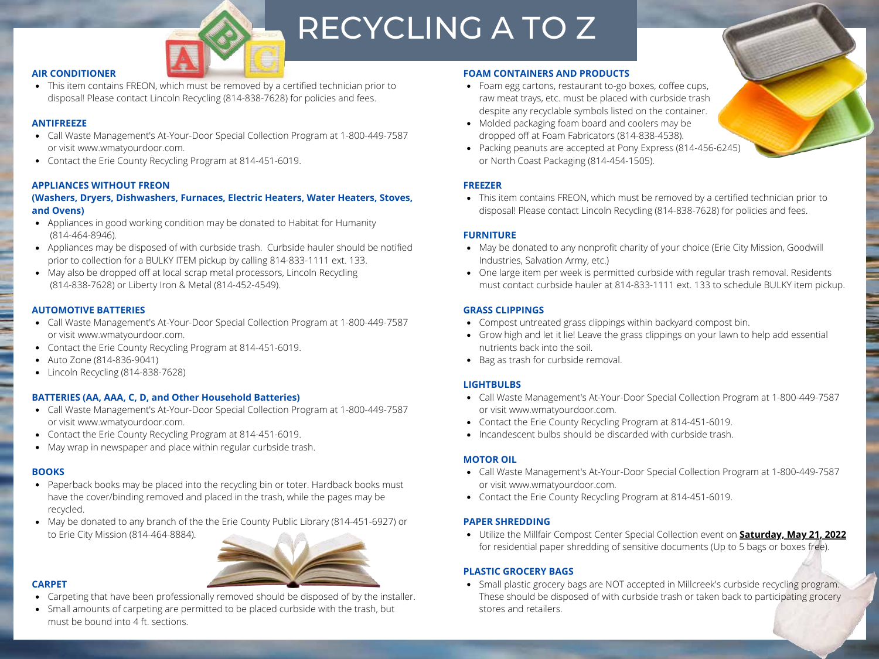# RECYCLING A TO Z

### AIR CONDITIONER

- This item contains FREON, which must be removed by a certified technician prior to disposal! Please contact Lincoln Recycling (814-838-7628) for policies and fees.

### ANTIFREEZE

- Call Waste Management's At-Your-Door Special Collection Program at 1-800-449-7587 or visit www.wmatyourdoor.com.
- Contact the Erie County Recycling Program at 814-451-6019.

### APPLIANCES WITHOUT FREON
### (Washers, Dryers, Dishwashers, Furnaces, Electric Heaters, Water Heaters, Stoves, and Ovens)

- Appliances in good working condition may be donated to Habitat for Humanity (814-464-8946).
- Appliances may be disposed of with curbside trash. Curbside hauler should be notified prior to collection for a BULKY ITEM pickup by calling 814-833-1111 ext. 133.
- May also be dropped off at local scrap metal processors, Lincoln Recycling (814-838-7628) or Liberty Iron & Metal (814-452-4549).

### AUTOMOTIVE BATTERIES

- Call Waste Management's At-Your-Door Special Collection Program at 1-800-449-7587 or visit www.wmatyourdoor.com.
- Contact the Erie County Recycling Program at 814-451-6019.
- Auto Zone (814-836-9041)
- Lincoln Recycling (814-838-7628)

### BATTERIES (AA, AAA, C, D, and Other Household Batteries)

- Call Waste Management's At-Your-Door Special Collection Program at 1-800-449-7587 or visit www.wmatyourdoor.com.
- Contact the Erie County Recycling Program at 814-451-6019.
- May wrap in newspaper and place within regular curbside trash.

### BOOKS

- Paperback books may be placed into the recycling bin or toter. Hardback books must have the cover/binding removed and placed in the trash, while the pages may be recycled.
- May be donated to any branch of the the Erie County Public Library (814-451-6927) or to Erie City Mission (814-464-8884).

### CARPET

- Carpeting that have been professionally removed should be disposed of by the installer.
- Small amounts of carpeting are permitted to be placed curbside with the trash, but must be bound into 4 ft. sections.

### FOAM CONTAINERS AND PRODUCTS

- Foam egg cartons, restaurant to-go boxes, coffee cups, raw meat trays, etc. must be placed with curbside trash despite any recyclable symbols listed on the container.
- Molded packaging foam board and coolers may be dropped off at Foam Fabricators (814-838-4538).
- Packing peanuts are accepted at Pony Express (814-456-6245) or North Coast Packaging (814-454-1505).

### FREEZER

- This item contains FREON, which must be removed by a certified technician prior to disposal! Please contact Lincoln Recycling (814-838-7628) for policies and fees.

### FURNITURE

- May be donated to any nonprofit charity of your choice (Erie City Mission, Goodwill Industries, Salvation Army, etc.)
- One large item per week is permitted curbside with regular trash removal. Residents must contact curbside hauler at 814-833-1111 ext. 133 to schedule BULKY item pickup.

### GRASS CLIPPINGS

- Compost untreated grass clippings within backyard compost bin.
- Grow high and let it lie! Leave the grass clippings on your lawn to help add essential nutrients back into the soil.
- Bag as trash for curbside removal.

### LIGHTBULBS

- Call Waste Management's At-Your-Door Special Collection Program at 1-800-449-7587 or visit www.wmatyourdoor.com.
- Contact the Erie County Recycling Program at 814-451-6019.
- Incandescent bulbs should be discarded with curbside trash.

### MOTOR OIL

- Call Waste Management's At-Your-Door Special Collection Program at 1-800-449-7587 or visit www.wmatyourdoor.com.
- Contact the Erie County Recycling Program at 814-451-6019.

### PAPER SHREDDING

- Utilize the Millfair Compost Center Special Collection event on **Saturday, May 21, 2022** for residential paper shredding of sensitive documents (Up to 5 bags or boxes free).

### PLASTIC GROCERY BAGS

- Small plastic grocery bags are NOT accepted in Millcreek's curbside recycling program. These should be disposed of with curbside trash or taken back to participating grocery stores and retailers.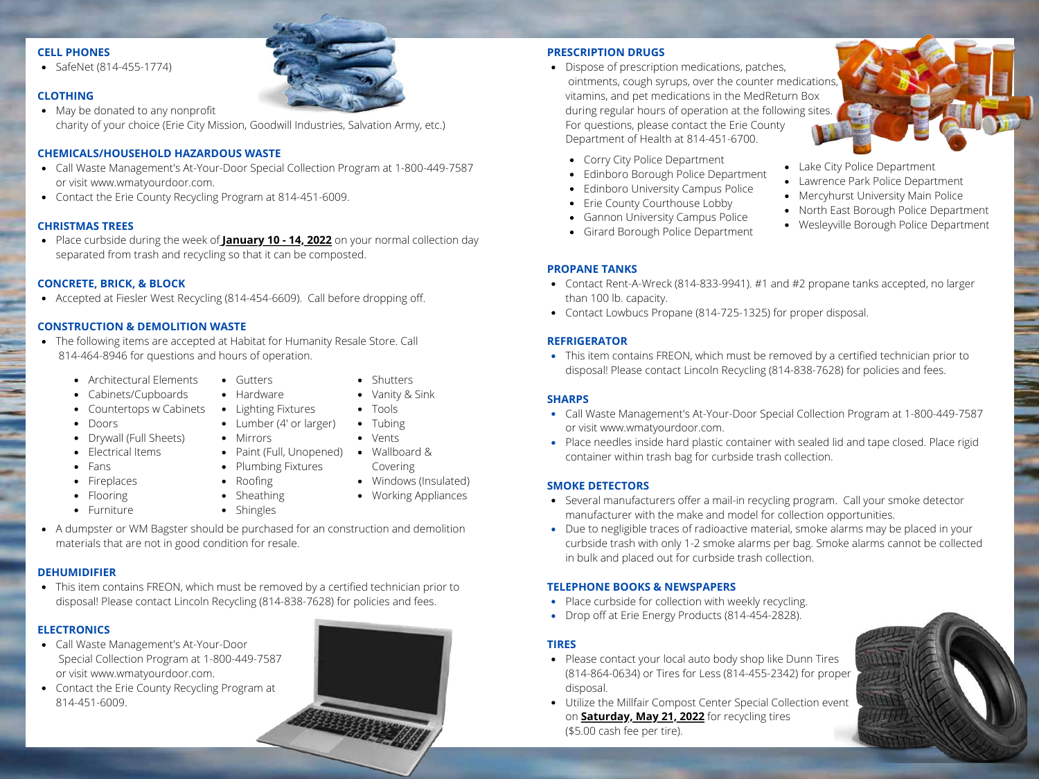### CELL PHONES

- SafeNet (814-455-1774)

### CLOTHING

- May be donated to any nonprofit charity of your choice (Erie City Mission, Goodwill Industries, Salvation Army, etc.)

### CHEMICALS/HOUSEHOLD HAZARDOUS WASTE

- Call Waste Management's At-Your-Door Special Collection Program at 1-800-449-7587 or visit www.wmatyourdoor.com.
- Contact the Erie County Recycling Program at 814-451-6009.

### CHRISTMAS TREES

- Place curbside during the week of **January 10 - 14, 2022** on your normal collection day separated from trash and recycling so that it can be composted.

### CONCRETE, BRICK, & BLOCK

- Accepted at Fiesler West Recycling (814-454-6609). Call before dropping off.

### CONSTRUCTION & DEMOLITION WASTE

- The following items are accepted at Habitat for Humanity Resale Store. Call 814-464-8946 for questions and hours of operation.
  - Architectural Elements
  - Cabinets/Cupboards
  - Countertops w Cabinets
  - Doors
  - Drywall (Full Sheets)
  - Electrical Items
  - Fans
  - Fireplaces
  - Flooring
  - Furniture
  - Gutters
  - Hardware
  - Lighting Fixtures
  - Lumber (4' or larger)
  - Mirrors
  - Paint (Full, Unopened)
  - Plumbing Fixtures
  - Roofing
  - Sheathing
  - Shingles
  - Shutters
  - Vanity & Sink
  - Tools
  - Tubing
  - Vents
  - Wallboard & Covering
  - Windows (Insulated)
  - Working Appliances
- A dumpster or WM Bagster should be purchased for an construction and demolition materials that are not in good condition for resale.

### DEHUMIDIFIER

- This item contains FREON, which must be removed by a certified technician prior to disposal! Please contact Lincoln Recycling (814-838-7628) for policies and fees.

### ELECTRONICS

- Call Waste Management's At-Your-Door Special Collection Program at 1-800-449-7587 or visit www.wmatyourdoor.com.
- Contact the Erie County Recycling Program at 814-451-6009.

### PRESCRIPTION DRUGS

- Dispose of prescription medications, patches, ointments, cough syrups, over the counter medications, vitamins, and pet medications in the MedReturn Box during regular hours of operation at the following sites. For questions, please contact the Erie County Department of Health at 814-451-6700.
  - Corry City Police Department
  - Edinboro Borough Police Department
  - Edinboro University Campus Police
  - Erie County Courthouse Lobby
  - Gannon University Campus Police
  - Girard Borough Police Department
  - Lake City Police Department
  - Lawrence Park Police Department
  - Mercyhurst University Main Police
  - North East Borough Police Department
  - Wesleyville Borough Police Department

### PROPANE TANKS

- Contact Rent-A-Wreck (814-833-9941). #1 and #2 propane tanks accepted, no larger than 100 lb. capacity.
- Contact Lowbucs Propane (814-725-1325) for proper disposal.

### REFRIGERATOR

- This item contains FREON, which must be removed by a certified technician prior to disposal! Please contact Lincoln Recycling (814-838-7628) for policies and fees.

### SHARPS

- Call Waste Management's At-Your-Door Special Collection Program at 1-800-449-7587 or visit www.wmatyourdoor.com.
- Place needles inside hard plastic container with sealed lid and tape closed. Place rigid container within trash bag for curbside trash collection.

### SMOKE DETECTORS

- Several manufacturers offer a mail-in recycling program. Call your smoke detector manufacturer with the make and model for collection opportunities.
- Due to negligible traces of radioactive material, smoke alarms may be placed in your curbside trash with only 1-2 smoke alarms per bag. Smoke alarms cannot be collected in bulk and placed out for curbside trash collection.

### TELEPHONE BOOKS & NEWSPAPERS

- Place curbside for collection with weekly recycling.
- Drop off at Erie Energy Products (814-454-2828).

### TIRES

- Please contact your local auto body shop like Dunn Tires (814-864-0634) or Tires for Less (814-455-2342) for proper disposal.
- Utilize the Millfair Compost Center Special Collection event on **Saturday, May 21, 2022** for recycling tires ($5.00 cash fee per tire).